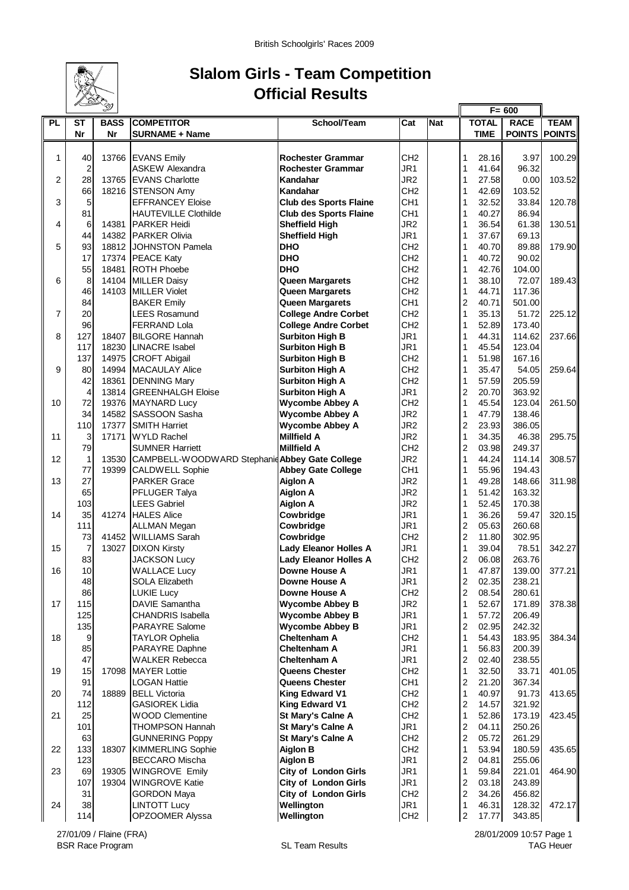British Schoolgirls' Races 2009

# Slalom Girls - Team Competition
## Official Results

| PL | ST Nr | BASS Nr | COMPETITOR SURNAME + Name | School/Team | Cat | Nat | | TOTAL TIME | F= 600 RACE POINTS | TEAM POINTS |
|---|---|---|---|---|---|---|---|---|---|---|
| 1 | 40 | 13766 | EVANS Emily | Rochester Grammar | CH2 | | 1 | 28.16 | 3.97 | 100.29 |
| | 2 | | ASKEW Alexandra | Rochester Grammar | JR1 | | 1 | 41.64 | 96.32 | |
| 2 | 28 | 13765 | EVANS Charlotte | Kandahar | JR2 | | 1 | 27.58 | 0.00 | 103.52 |
| | 66 | 18216 | STENSON Amy | Kandahar | CH2 | | 1 | 42.69 | 103.52 | |
| 3 | 5 | | EFFRANCEY Eloise | Club des Sports Flaine | CH1 | | 1 | 32.52 | 33.84 | 120.78 |
| | 81 | | HAUTEVILLE Clothilde | Club des Sports Flaine | CH1 | | 1 | 40.27 | 86.94 | |
| 4 | 6 | 14381 | PARKER Heidi | Sheffield High | JR2 | | 1 | 36.54 | 61.38 | 130.51 |
| | 44 | 14382 | PARKER Olivia | Sheffield High | JR1 | | 1 | 37.67 | 69.13 | |
| 5 | 93 | 18812 | JOHNSTON Pamela | DHO | CH2 | | 1 | 40.70 | 89.88 | 179.90 |
| | 17 | 17374 | PEACE Katy | DHO | CH2 | | 1 | 40.72 | 90.02 | |
| | 55 | 18481 | ROTH Phoebe | DHO | CH2 | | 1 | 42.76 | 104.00 | |
| 6 | 8 | 14104 | MILLER Daisy | Queen Margarets | CH2 | | 1 | 38.10 | 72.07 | 189.43 |
| | 46 | 14103 | MILLER Violet | Queen Margarets | CH2 | | 1 | 44.71 | 117.36 | |
| | 84 | | BAKER Emily | Queen Margarets | CH1 | | 2 | 40.71 | 501.00 | |
| 7 | 20 | | LEES Rosamund | College Andre Corbet | CH2 | | 1 | 35.13 | 51.72 | 225.12 |
| | 96 | | FERRAND Lola | College Andre Corbet | CH2 | | 1 | 52.89 | 173.40 | |
| 8 | 127 | 18407 | BILGORE Hannah | Surbiton High B | JR1 | | 1 | 44.31 | 114.62 | 237.66 |
| | 117 | 18230 | LINACRE Isabel | Surbiton High B | JR1 | | 1 | 45.54 | 123.04 | |
| | 137 | 14975 | CROFT Abigail | Surbiton High B | CH2 | | 1 | 51.98 | 167.16 | |
| 9 | 80 | 14994 | MACAULAY Alice | Surbiton High A | CH2 | | 1 | 35.47 | 54.05 | 259.64 |
| | 42 | 18361 | DENNING Mary | Surbiton High A | CH2 | | 1 | 57.59 | 205.59 | |
| | 4 | 13814 | GREENHALGH Eloise | Surbiton High A | JR1 | | 2 | 20.70 | 363.92 | |
| 10 | 72 | 19376 | MAYNARD Lucy | Wycombe Abbey A | CH2 | | 1 | 45.54 | 123.04 | 261.50 |
| | 34 | 14582 | SASSOON Sasha | Wycombe Abbey A | JR2 | | 1 | 47.79 | 138.46 | |
| | 110 | 17377 | SMITH Harriet | Wycombe Abbey A | JR2 | | 2 | 23.93 | 386.05 | |
| 11 | 3 | 17171 | WYLD Rachel | Millfield A | JR2 | | 1 | 34.35 | 46.38 | 295.75 |
| | 79 | | SUMNER Harriett | Millfield A | CH2 | | 2 | 03.98 | 249.37 | |
| 12 | 1 | 13530 | CAMPBELL-WOODWARD Stephanie | Abbey Gate College | JR2 | | 1 | 44.24 | 114.14 | 308.57 |
| | 77 | 19399 | CALDWELL Sophie | Abbey Gate College | CH1 | | 1 | 55.96 | 194.43 | |
| 13 | 27 | | PARKER Grace | Aiglon A | JR2 | | 1 | 49.28 | 148.66 | 311.98 |
| | 65 | | PFLUGER Talya | Aiglon A | JR2 | | 1 | 51.42 | 163.32 | |
| | 103 | | LEES Gabriel | Aiglon A | JR2 | | 1 | 52.45 | 170.38 | |
| 14 | 35 | 41274 | HALES Alice | Cowbridge | JR1 | | 1 | 36.26 | 59.47 | 320.15 |
| | 111 | | ALLMAN Megan | Cowbridge | JR1 | | 2 | 05.63 | 260.68 | |
| | 73 | 41452 | WILLIAMS Sarah | Cowbridge | CH2 | | 2 | 11.80 | 302.95 | |
| 15 | 7 | 13027 | DIXON Kirsty | Lady Eleanor Holles A | JR1 | | 1 | 39.04 | 78.51 | 342.27 |
| | 83 | | JACKSON Lucy | Lady Eleanor Holles A | CH2 | | 2 | 06.08 | 263.76 | |
| 16 | 10 | | WALLACE Lucy | Downe House A | JR1 | | 1 | 47.87 | 139.00 | 377.21 |
| | 48 | | SOLA Elizabeth | Downe House A | JR1 | | 2 | 02.35 | 238.21 | |
| | 86 | | LUKIE Lucy | Downe House A | CH2 | | 2 | 08.54 | 280.61 | |
| 17 | 115 | | DAVIE Samantha | Wycombe Abbey B | JR2 | | 1 | 52.67 | 171.89 | 378.38 |
| | 125 | | CHANDRIS Isabella | Wycombe Abbey B | JR1 | | 1 | 57.72 | 206.49 | |
| | 135 | | PARAYRE Salome | Wycombe Abbey B | JR1 | | 2 | 02.95 | 242.32 | |
| 18 | 9 | | TAYLOR Ophelia | Cheltenham A | CH2 | | 1 | 54.43 | 183.95 | 384.34 |
| | 85 | | PARAYRE Daphne | Cheltenham A | JR1 | | 1 | 56.83 | 200.39 | |
| | 47 | | WALKER Rebecca | Cheltenham A | JR1 | | 2 | 02.40 | 238.55 | |
| 19 | 15 | 17098 | MAYER Lottie | Queens Chester | CH2 | | 1 | 32.50 | 33.71 | 401.05 |
| | 91 | | LOGAN Hattie | Queens Chester | CH1 | | 2 | 21.20 | 367.34 | |
| 20 | 74 | 18889 | BELL Victoria | King Edward V1 | CH2 | | 1 | 40.97 | 91.73 | 413.65 |
| | 112 | | GASIOREK Lidia | King Edward V1 | CH2 | | 2 | 14.57 | 321.92 | |
| 21 | 25 | | WOOD Clementine | St Mary's Calne A | CH2 | | 1 | 52.86 | 173.19 | 423.45 |
| | 101 | | THOMPSON Hannah | St Mary's Calne A | JR1 | | 2 | 04.11 | 250.26 | |
| | 63 | | GUNNERING Poppy | St Mary's Calne A | CH2 | | 2 | 05.72 | 261.29 | |
| 22 | 133 | 18307 | KIMMERLING Sophie | Aiglon B | CH2 | | 1 | 53.94 | 180.59 | 435.65 |
| | 123 | | BECCARO Mischa | Aiglon B | JR1 | | 2 | 04.81 | 255.06 | |
| 23 | 69 | 19305 | WINGROVE Emily | City of London Girls | JR1 | | 1 | 59.84 | 221.01 | 464.90 |
| | 107 | 19304 | WINGROVE Katie | City of London Girls | JR1 | | 2 | 03.18 | 243.89 | |
| | 31 | | GORDON Maya | City of London Girls | CH2 | | 2 | 34.26 | 456.82 | |
| 24 | 38 | | LINTOTT Lucy | Wellington | JR1 | | 1 | 46.31 | 128.32 | 472.17 |
| | 114 | | OPZOOMER Alyssa | Wellington | CH2 | | 2 | 17.77 | 343.85 | |

27/01/09 / Flaine (FRA) — 28/01/2009 10:57

BSR Race Program — SL Team Results — TAG Heuer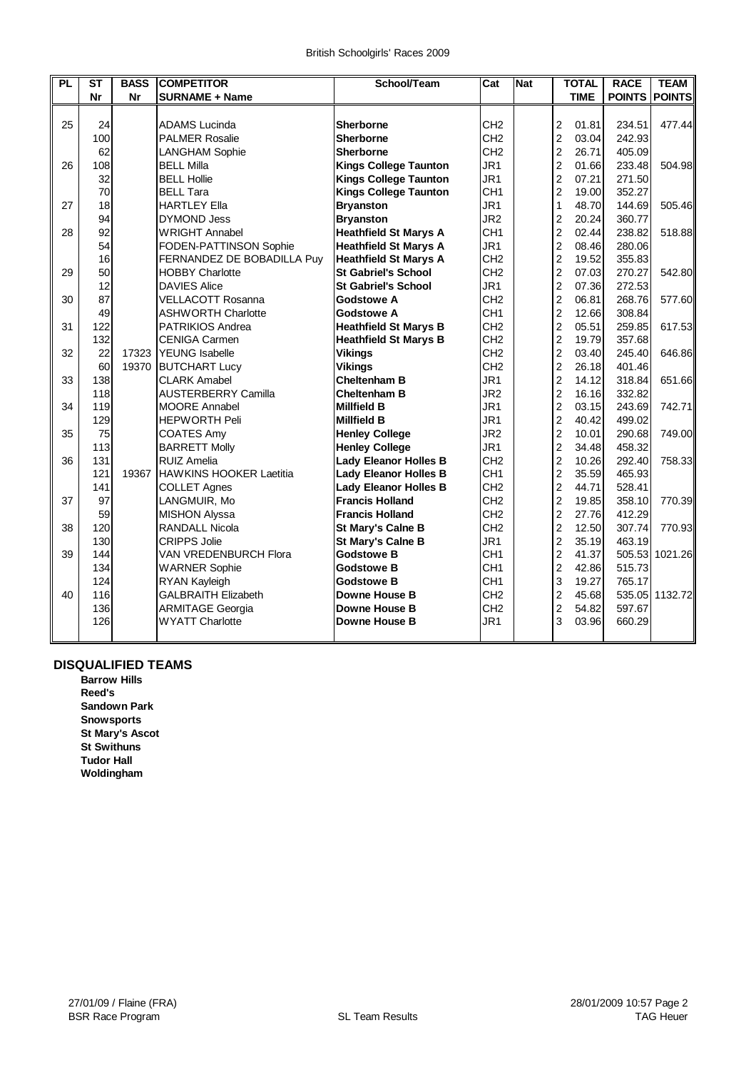| PL | ST Nr | BASS Nr | COMPETITOR SURNAME + Name | School/Team | Cat | Nat | TOTAL TIME | RACE POINTS | TEAM POINTS |
|---|---|---|---|---|---|---|---|---|---|
| 25 | 24 | | ADAMS Lucinda | **Sherborne** | CH2 | | 2 01.81 | 234.51 | 477.44 |
| | 100 | | PALMER Rosalie | **Sherborne** | CH2 | | 2 03.04 | 242.93 | |
| | 62 | | LANGHAM Sophie | **Sherborne** | CH2 | | 2 26.71 | 405.09 | |
| 26 | 108 | | BELL Milla | **Kings College Taunton** | JR1 | | 2 01.66 | 233.48 | 504.98 |
| | 32 | | BELL Hollie | **Kings College Taunton** | JR1 | | 2 07.21 | 271.50 | |
| | 70 | | BELL Tara | **Kings College Taunton** | CH1 | | 2 19.00 | 352.27 | |
| 27 | 18 | | HARTLEY Ella | **Bryanston** | JR1 | | 1 48.70 | 144.69 | 505.46 |
| | 94 | | DYMOND Jess | **Bryanston** | JR2 | | 2 20.24 | 360.77 | |
| 28 | 92 | | WRIGHT Annabel | **Heathfield St Marys A** | CH1 | | 2 02.44 | 238.82 | 518.88 |
| | 54 | | FODEN-PATTINSON Sophie | **Heathfield St Marys A** | JR1 | | 2 08.46 | 280.06 | |
| | 16 | | FERNANDEZ DE BOBADILLA Puy | **Heathfield St Marys A** | CH2 | | 2 19.52 | 355.83 | |
| 29 | 50 | | HOBBY Charlotte | **St Gabriel's School** | CH2 | | 2 07.03 | 270.27 | 542.80 |
| | 12 | | DAVIES Alice | **St Gabriel's School** | JR1 | | 2 07.36 | 272.53 | |
| 30 | 87 | | VELLACOTT Rosanna | **Godstowe A** | CH2 | | 2 06.81 | 268.76 | 577.60 |
| | 49 | | ASHWORTH Charlotte | **Godstowe A** | CH1 | | 2 12.66 | 308.84 | |
| 31 | 122 | | PATRIKIOS Andrea | **Heathfield St Marys B** | CH2 | | 2 05.51 | 259.85 | 617.53 |
| | 132 | | CENIGA Carmen | **Heathfield St Marys B** | CH2 | | 2 19.79 | 357.68 | |
| 32 | 22 | 17323 | YEUNG Isabelle | **Vikings** | CH2 | | 2 03.40 | 245.40 | 646.86 |
| | 60 | 19370 | BUTCHART Lucy | **Vikings** | CH2 | | 2 26.18 | 401.46 | |
| 33 | 138 | | CLARK Amabel | **Cheltenham B** | JR1 | | 2 14.12 | 318.84 | 651.66 |
| | 118 | | AUSTERBERRY Camilla | **Cheltenham B** | JR2 | | 2 16.16 | 332.82 | |
| 34 | 119 | | MOORE Annabel | **Millfield B** | JR1 | | 2 03.15 | 243.69 | 742.71 |
| | 129 | | HEPWORTH Peli | **Millfield B** | JR1 | | 2 40.42 | 499.02 | |
| 35 | 75 | | COATES Amy | **Henley College** | JR2 | | 2 10.01 | 290.68 | 749.00 |
| | 113 | | BARRETT Molly | **Henley College** | JR1 | | 2 34.48 | 458.32 | |
| 36 | 131 | | RUIZ Amelia | **Lady Eleanor Holles B** | CH2 | | 2 10.26 | 292.40 | 758.33 |
| | 121 | 19367 | HAWKINS HOOKER Laetitia | **Lady Eleanor Holles B** | CH1 | | 2 35.59 | 465.93 | |
| | 141 | | COLLET Agnes | **Lady Eleanor Holles B** | CH2 | | 2 44.71 | 528.41 | |
| 37 | 97 | | LANGMUIR, Mo | **Francis Holland** | CH2 | | 2 19.85 | 358.10 | 770.39 |
| | 59 | | MISHON Alyssa | **Francis Holland** | CH2 | | 2 27.76 | 412.29 | |
| 38 | 120 | | RANDALL Nicola | **St Mary's Calne B** | CH2 | | 2 12.50 | 307.74 | 770.93 |
| | 130 | | CRIPPS Jolie | **St Mary's Calne B** | JR1 | | 2 35.19 | 463.19 | |
| 39 | 144 | | VAN VREDENBURCH Flora | **Godstowe B** | CH1 | | 2 41.37 | 505.53 | 1021.26 |
| | 134 | | WARNER Sophie | **Godstowe B** | CH1 | | 2 42.86 | 515.73 | |
| | 124 | | RYAN Kayleigh | **Godstowe B** | CH1 | | 3 19.27 | 765.17 | |
| 40 | 116 | | GALBRAITH Elizabeth | **Downe House B** | CH2 | | 2 45.68 | 535.05 | 1132.72 |
| | 136 | | ARMITAGE Georgia | **Downe House B** | CH2 | | 2 54.82 | 597.67 | |
| | 126 | | WYATT Charlotte | **Downe House B** | JR1 | | 3 03.96 | 660.29 | |

## DISQUALIFIED TEAMS

**Barrow Hills**
**Reed's**
**Sandown Park**
**Snowsports**
**St Mary's Ascot**
**St Swithuns**
**Tudor Hall**
**Woldingham**